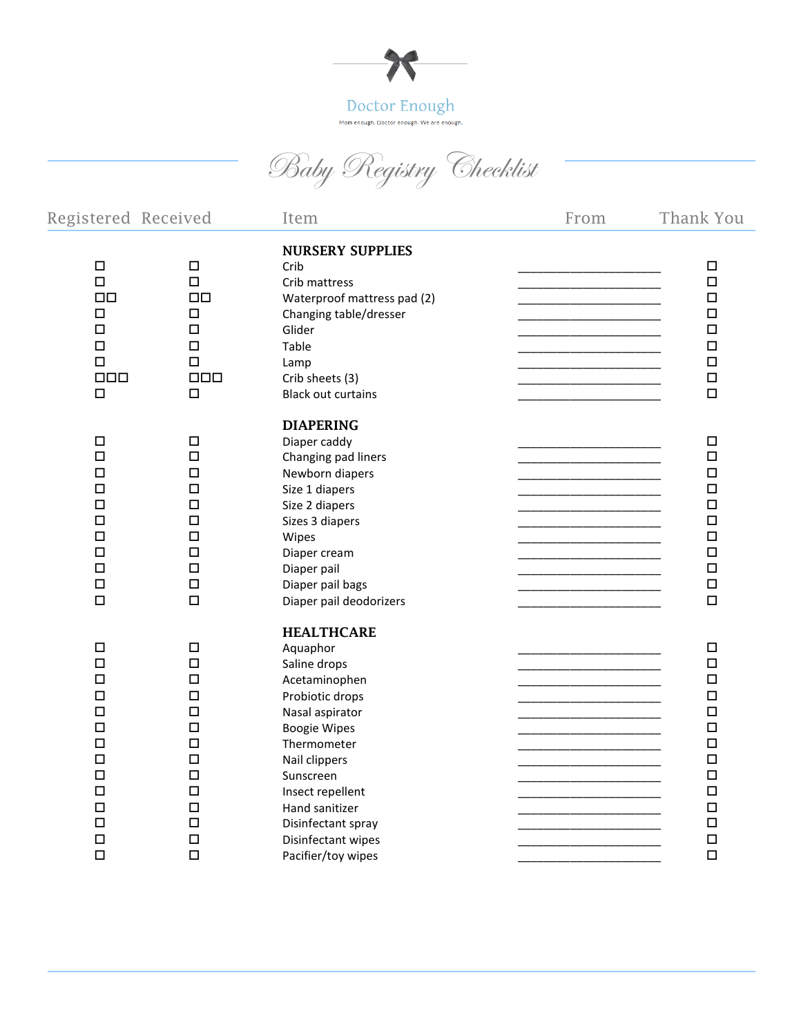Doctor Enough

Mom enough. Doctor enough. We are enough.

# Baby Registry Checklist

| Registered | Received | Item | From | Thank You |
|---|---|---|---|---|
| | | **NURSERY SUPPLIES** | | |
| ☐ | ☐ | Crib | ____________________ | ☐ |
| ☐ | ☐ | Crib mattress | ____________________ | ☐ |
| ☐☐ | ☐☐ | Waterproof mattress pad (2) | ____________________ | ☐ |
| ☐ | ☐ | Changing table/dresser | ____________________ | ☐ |
| ☐ | ☐ | Glider | ____________________ | ☐ |
| ☐ | ☐ | Table | ____________________ | ☐ |
| ☐ | ☐ | Lamp | ____________________ | ☐ |
| ☐☐☐ | ☐☐☐ | Crib sheets (3) | ____________________ | ☐ |
| ☐ | ☐ | Black out curtains | ____________________ | ☐ |
| | | **DIAPERING** | | |
| ☐ | ☐ | Diaper caddy | ____________________ | ☐ |
| ☐ | ☐ | Changing pad liners | ____________________ | ☐ |
| ☐ | ☐ | Newborn diapers | ____________________ | ☐ |
| ☐ | ☐ | Size 1 diapers | ____________________ | ☐ |
| ☐ | ☐ | Size 2 diapers | ____________________ | ☐ |
| ☐ | ☐ | Sizes 3 diapers | ____________________ | ☐ |
| ☐ | ☐ | Wipes | ____________________ | ☐ |
| ☐ | ☐ | Diaper cream | ____________________ | ☐ |
| ☐ | ☐ | Diaper pail | ____________________ | ☐ |
| ☐ | ☐ | Diaper pail bags | ____________________ | ☐ |
| ☐ | ☐ | Diaper pail deodorizers | ____________________ | ☐ |
| | | **HEALTHCARE** | | |
| ☐ | ☐ | Aquaphor | ____________________ | ☐ |
| ☐ | ☐ | Saline drops | ____________________ | ☐ |
| ☐ | ☐ | Acetaminophen | ____________________ | ☐ |
| ☐ | ☐ | Probiotic drops | ____________________ | ☐ |
| ☐ | ☐ | Nasal aspirator | ____________________ | ☐ |
| ☐ | ☐ | Boogie Wipes | ____________________ | ☐ |
| ☐ | ☐ | Thermometer | ____________________ | ☐ |
| ☐ | ☐ | Nail clippers | ____________________ | ☐ |
| ☐ | ☐ | Sunscreen | ____________________ | ☐ |
| ☐ | ☐ | Insect repellent | ____________________ | ☐ |
| ☐ | ☐ | Hand sanitizer | ____________________ | ☐ |
| ☐ | ☐ | Disinfectant spray | ____________________ | ☐ |
| ☐ | ☐ | Disinfectant wipes | ____________________ | ☐ |
| ☐ | ☐ | Pacifier/toy wipes | ____________________ | ☐ |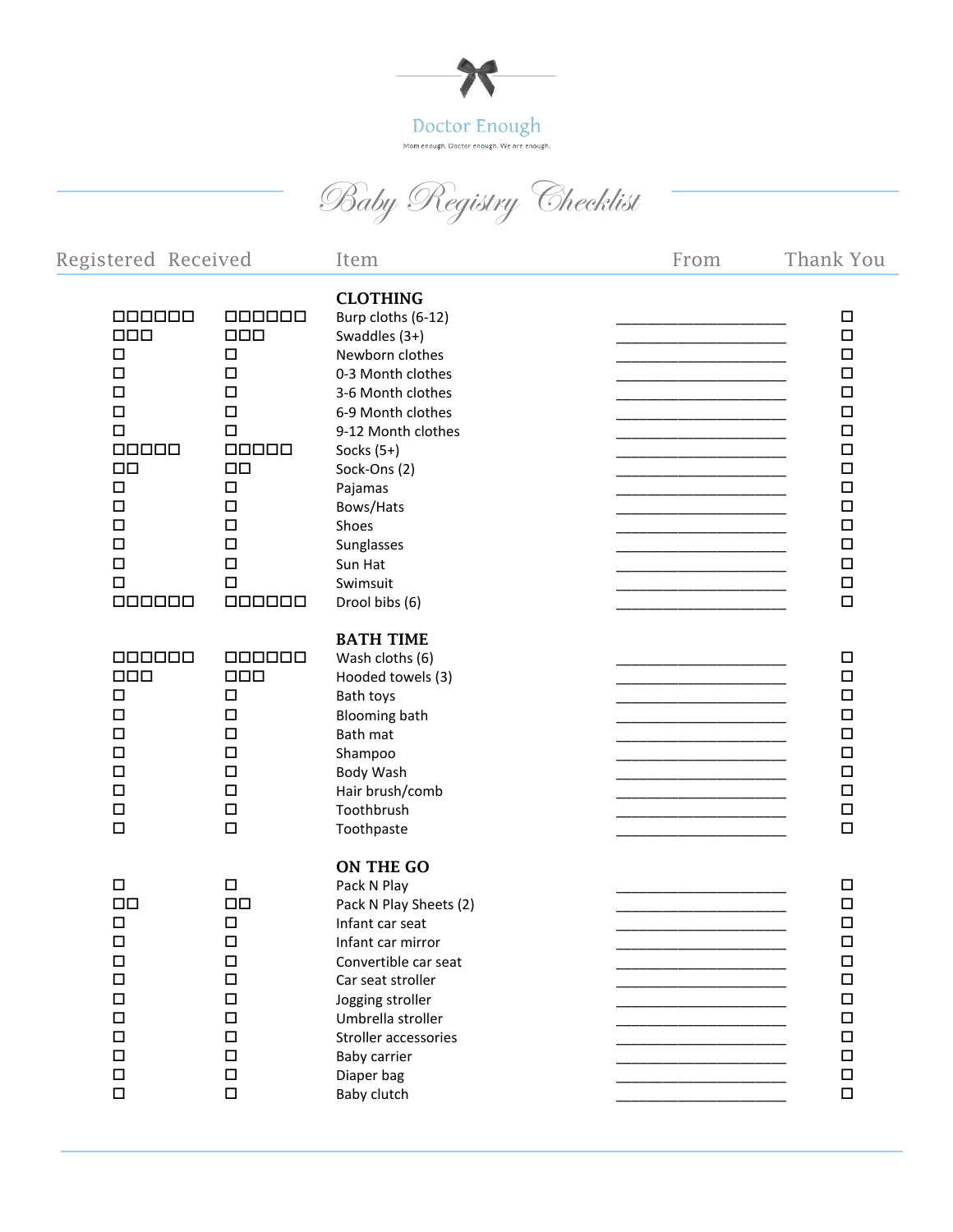Doctor Enough

Mom enough. Doctor enough. We are enough.

# Baby Registry Checklist

| Registered | Received | Item | From | Thank You |
|---|---|---|---|---|
| | | **CLOTHING** | | |
| ☐☐☐☐☐☐ | ☐☐☐☐☐☐ | Burp cloths (6-12) | ____________________ | ☐ |
| ☐☐☐ | ☐☐☐ | Swaddles (3+) | ____________________ | ☐ |
| ☐ | ☐ | Newborn clothes | ____________________ | ☐ |
| ☐ | ☐ | 0-3 Month clothes | ____________________ | ☐ |
| ☐ | ☐ | 3-6 Month clothes | ____________________ | ☐ |
| ☐ | ☐ | 6-9 Month clothes | ____________________ | ☐ |
| ☐ | ☐ | 9-12 Month clothes | ____________________ | ☐ |
| ☐☐☐☐☐ | ☐☐☐☐☐ | Socks (5+) | ____________________ | ☐ |
| ☐☐ | ☐☐ | Sock-Ons (2) | ____________________ | ☐ |
| ☐ | ☐ | Pajamas | ____________________ | ☐ |
| ☐ | ☐ | Bows/Hats | ____________________ | ☐ |
| ☐ | ☐ | Shoes | ____________________ | ☐ |
| ☐ | ☐ | Sunglasses | ____________________ | ☐ |
| ☐ | ☐ | Sun Hat | ____________________ | ☐ |
| ☐ | ☐ | Swimsuit | ____________________ | ☐ |
| ☐☐☐☐☐☐ | ☐☐☐☐☐☐ | Drool bibs (6) | ____________________ | ☐ |
| | | **BATH TIME** | | |
| ☐☐☐☐☐☐ | ☐☐☐☐☐☐ | Wash cloths (6) | ____________________ | ☐ |
| ☐☐☐ | ☐☐☐ | Hooded towels (3) | ____________________ | ☐ |
| ☐ | ☐ | Bath toys | ____________________ | ☐ |
| ☐ | ☐ | Blooming bath | ____________________ | ☐ |
| ☐ | ☐ | Bath mat | ____________________ | ☐ |
| ☐ | ☐ | Shampoo | ____________________ | ☐ |
| ☐ | ☐ | Body Wash | ____________________ | ☐ |
| ☐ | ☐ | Hair brush/comb | ____________________ | ☐ |
| ☐ | ☐ | Toothbrush | ____________________ | ☐ |
| ☐ | ☐ | Toothpaste | ____________________ | ☐ |
| | | **ON THE GO** | | |
| ☐ | ☐ | Pack N Play | ____________________ | ☐ |
| ☐☐ | ☐☐ | Pack N Play Sheets (2) | ____________________ | ☐ |
| ☐ | ☐ | Infant car seat | ____________________ | ☐ |
| ☐ | ☐ | Infant car mirror | ____________________ | ☐ |
| ☐ | ☐ | Convertible car seat | ____________________ | ☐ |
| ☐ | ☐ | Car seat stroller | ____________________ | ☐ |
| ☐ | ☐ | Jogging stroller | ____________________ | ☐ |
| ☐ | ☐ | Umbrella stroller | ____________________ | ☐ |
| ☐ | ☐ | Stroller accessories | ____________________ | ☐ |
| ☐ | ☐ | Baby carrier | ____________________ | ☐ |
| ☐ | ☐ | Diaper bag | ____________________ | ☐ |
| ☐ | ☐ | Baby clutch | ____________________ | ☐ |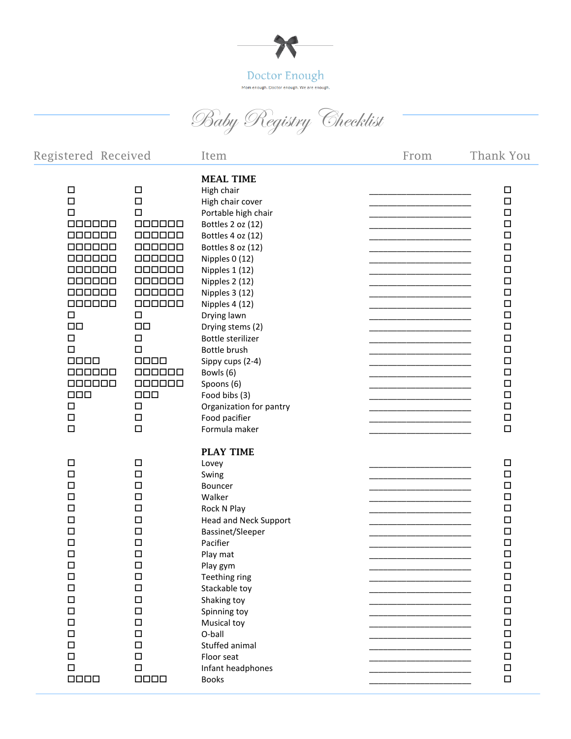Doctor Enough

Mom enough. Doctor enough. We are enough.

# Baby Registry Checklist

| Registered | Received | Item | From | Thank You |
|---|---|---|---|---|
| | | **MEAL TIME** | | |
| ☐ | ☐ | High chair | ______________________ | ☐ |
| ☐ | ☐ | High chair cover | ______________________ | ☐ |
| ☐ | ☐ | Portable high chair | ______________________ | ☐ |
| ☐☐☐☐☐☐ | ☐☐☐☐☐☐ | Bottles 2 oz (12) | ______________________ | ☐ |
| ☐☐☐☐☐☐ | ☐☐☐☐☐☐ | Bottles 4 oz (12) | ______________________ | ☐ |
| ☐☐☐☐☐☐ | ☐☐☐☐☐☐ | Bottles 8 oz (12) | ______________________ | ☐ |
| ☐☐☐☐☐☐ | ☐☐☐☐☐☐ | Nipples 0 (12) | ______________________ | ☐ |
| ☐☐☐☐☐☐ | ☐☐☐☐☐☐ | Nipples 1 (12) | ______________________ | ☐ |
| ☐☐☐☐☐☐ | ☐☐☐☐☐☐ | Nipples 2 (12) | ______________________ | ☐ |
| ☐☐☐☐☐☐ | ☐☐☐☐☐☐ | Nipples 3 (12) | ______________________ | ☐ |
| ☐☐☐☐☐☐ | ☐☐☐☐☐☐ | Nipples 4 (12) | ______________________ | ☐ |
| ☐ | ☐ | Drying lawn | ______________________ | ☐ |
| ☐☐ | ☐☐ | Drying stems (2) | ______________________ | ☐ |
| ☐ | ☐ | Bottle sterilizer | ______________________ | ☐ |
| ☐ | ☐ | Bottle brush | ______________________ | ☐ |
| ☐☐☐☐ | ☐☐☐☐ | Sippy cups (2-4) | ______________________ | ☐ |
| ☐☐☐☐☐☐ | ☐☐☐☐☐☐ | Bowls (6) | ______________________ | ☐ |
| ☐☐☐☐☐☐ | ☐☐☐☐☐☐ | Spoons (6) | ______________________ | ☐ |
| ☐☐☐ | ☐☐☐ | Food bibs (3) | ______________________ | ☐ |
| ☐ | ☐ | Organization for pantry | ______________________ | ☐ |
| ☐ | ☐ | Food pacifier | ______________________ | ☐ |
| ☐ | ☐ | Formula maker | ______________________ | ☐ |
| | | **PLAY TIME** | | |
| ☐ | ☐ | Lovey | ______________________ | ☐ |
| ☐ | ☐ | Swing | ______________________ | ☐ |
| ☐ | ☐ | Bouncer | ______________________ | ☐ |
| ☐ | ☐ | Walker | ______________________ | ☐ |
| ☐ | ☐ | Rock N Play | ______________________ | ☐ |
| ☐ | ☐ | Head and Neck Support | ______________________ | ☐ |
| ☐ | ☐ | Bassinet/Sleeper | ______________________ | ☐ |
| ☐ | ☐ | Pacifier | ______________________ | ☐ |
| ☐ | ☐ | Play mat | ______________________ | ☐ |
| ☐ | ☐ | Play gym | ______________________ | ☐ |
| ☐ | ☐ | Teething ring | ______________________ | ☐ |
| ☐ | ☐ | Stackable toy | ______________________ | ☐ |
| ☐ | ☐ | Shaking toy | ______________________ | ☐ |
| ☐ | ☐ | Spinning toy | ______________________ | ☐ |
| ☐ | ☐ | Musical toy | ______________________ | ☐ |
| ☐ | ☐ | O-ball | ______________________ | ☐ |
| ☐ | ☐ | Stuffed animal | ______________________ | ☐ |
| ☐ | ☐ | Floor seat | ______________________ | ☐ |
| ☐ | ☐ | Infant headphones | ______________________ | ☐ |
| ☐☐☐☐ | ☐☐☐☐ | Books | ______________________ | ☐ |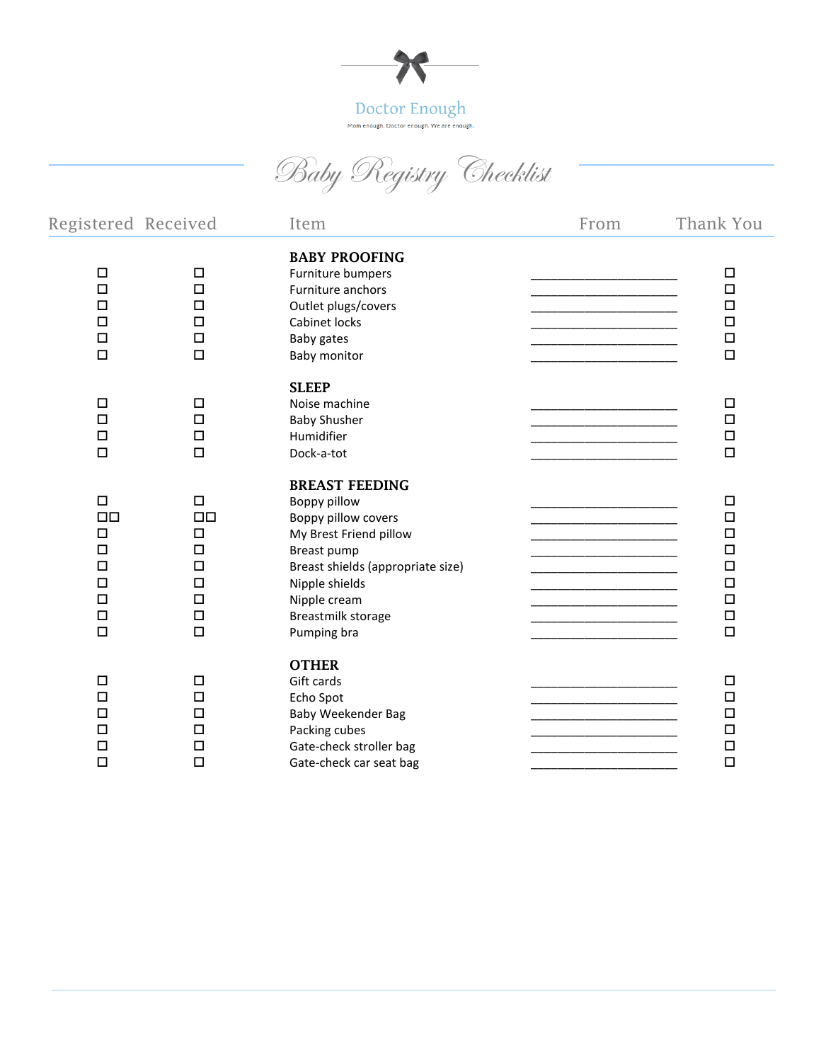Doctor Enough

Mom enough. Doctor enough. We are enough.

# Baby Registry Checklist

| Registered | Received | Item | From | Thank You |
|---|---|---|---|---|
| | | **BABY PROOFING** | | |
| ☐ | ☐ | Furniture bumpers | ____________________ | ☐ |
| ☐ | ☐ | Furniture anchors | ____________________ | ☐ |
| ☐ | ☐ | Outlet plugs/covers | ____________________ | ☐ |
| ☐ | ☐ | Cabinet locks | ____________________ | ☐ |
| ☐ | ☐ | Baby gates | ____________________ | ☐ |
| ☐ | ☐ | Baby monitor | ____________________ | ☐ |
| | | **SLEEP** | | |
| ☐ | ☐ | Noise machine | ____________________ | ☐ |
| ☐ | ☐ | Baby Shusher | ____________________ | ☐ |
| ☐ | ☐ | Humidifier | ____________________ | ☐ |
| ☐ | ☐ | Dock-a-tot | ____________________ | ☐ |
| | | **BREAST FEEDING** | | |
| ☐ | ☐ | Boppy pillow | ____________________ | ☐ |
| ☐☐ | ☐☐ | Boppy pillow covers | ____________________ | ☐ |
| ☐ | ☐ | My Brest Friend pillow | ____________________ | ☐ |
| ☐ | ☐ | Breast pump | ____________________ | ☐ |
| ☐ | ☐ | Breast shields (appropriate size) | ____________________ | ☐ |
| ☐ | ☐ | Nipple shields | ____________________ | ☐ |
| ☐ | ☐ | Nipple cream | ____________________ | ☐ |
| ☐ | ☐ | Breastmilk storage | ____________________ | ☐ |
| ☐ | ☐ | Pumping bra | ____________________ | ☐ |
| | | **OTHER** | | |
| ☐ | ☐ | Gift cards | ____________________ | ☐ |
| ☐ | ☐ | Echo Spot | ____________________ | ☐ |
| ☐ | ☐ | Baby Weekender Bag | ____________________ | ☐ |
| ☐ | ☐ | Packing cubes | ____________________ | ☐ |
| ☐ | ☐ | Gate-check stroller bag | ____________________ | ☐ |
| ☐ | ☐ | Gate-check car seat bag | ____________________ | ☐ |